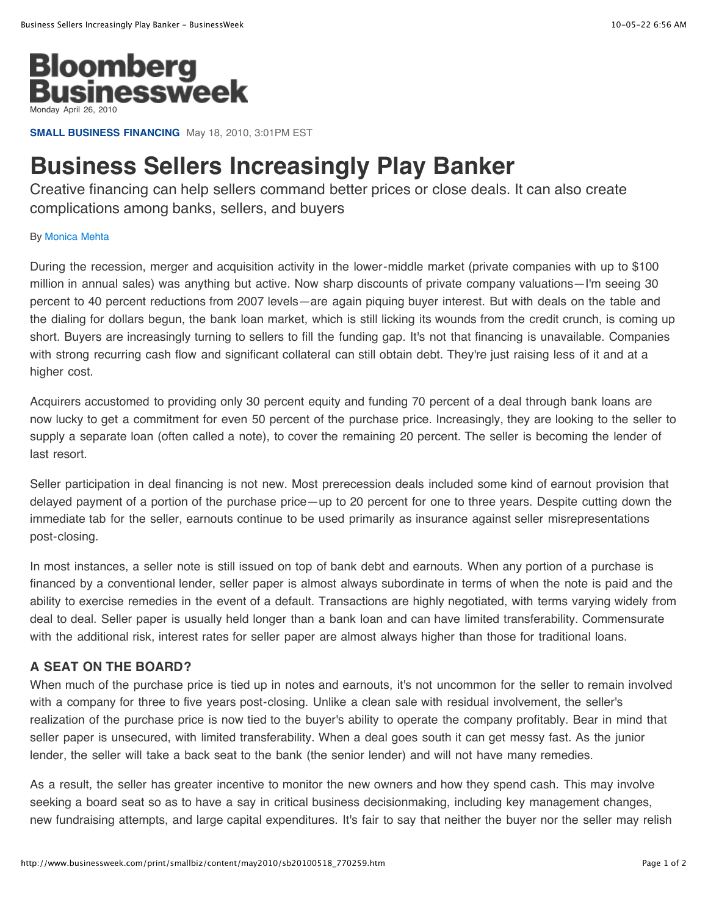Bloomberg Businessweek

Monday April 26, 2010

**SMALL BUSINESS FINANCING** May 18, 2010, 3:01PM EST

# Business Sellers Increasingly Play Banker

Creative financing can help sellers command better prices or close deals. It can also create complications among banks, sellers, and buyers

By Monica Mehta

During the recession, merger and acquisition activity in the lower-middle market (private companies with up to $100 million in annual sales) was anything but active. Now sharp discounts of private company valuations—I'm seeing 30 percent to 40 percent reductions from 2007 levels—are again piquing buyer interest. But with deals on the table and the dialing for dollars begun, the bank loan market, which is still licking its wounds from the credit crunch, is coming up short. Buyers are increasingly turning to sellers to fill the funding gap. It's not that financing is unavailable. Companies with strong recurring cash flow and significant collateral can still obtain debt. They're just raising less of it and at a higher cost.

Acquirers accustomed to providing only 30 percent equity and funding 70 percent of a deal through bank loans are now lucky to get a commitment for even 50 percent of the purchase price. Increasingly, they are looking to the seller to supply a separate loan (often called a note), to cover the remaining 20 percent. The seller is becoming the lender of last resort.

Seller participation in deal financing is not new. Most prerecession deals included some kind of earnout provision that delayed payment of a portion of the purchase price—up to 20 percent for one to three years. Despite cutting down the immediate tab for the seller, earnouts continue to be used primarily as insurance against seller misrepresentations post-closing.

In most instances, a seller note is still issued on top of bank debt and earnouts. When any portion of a purchase is financed by a conventional lender, seller paper is almost always subordinate in terms of when the note is paid and the ability to exercise remedies in the event of a default. Transactions are highly negotiated, with terms varying widely from deal to deal. Seller paper is usually held longer than a bank loan and can have limited transferability. Commensurate with the additional risk, interest rates for seller paper are almost always higher than those for traditional loans.

### A SEAT ON THE BOARD?

When much of the purchase price is tied up in notes and earnouts, it's not uncommon for the seller to remain involved with a company for three to five years post-closing. Unlike a clean sale with residual involvement, the seller's realization of the purchase price is now tied to the buyer's ability to operate the company profitably. Bear in mind that seller paper is unsecured, with limited transferability. When a deal goes south it can get messy fast. As the junior lender, the seller will take a back seat to the bank (the senior lender) and will not have many remedies.

As a result, the seller has greater incentive to monitor the new owners and how they spend cash. This may involve seeking a board seat so as to have a say in critical business decisionmaking, including key management changes, new fundraising attempts, and large capital expenditures. It's fair to say that neither the buyer nor the seller may relish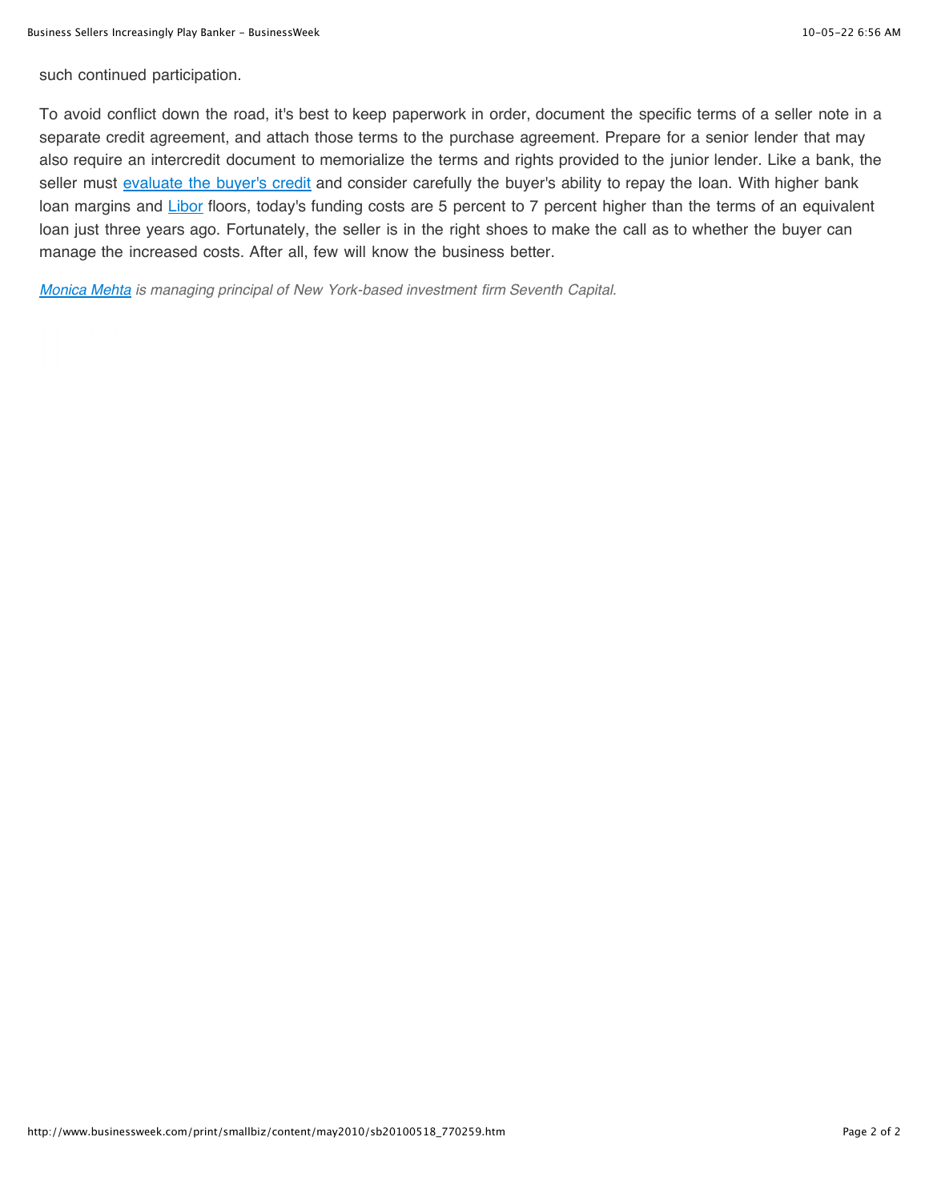such continued participation.

To avoid conflict down the road, it's best to keep paperwork in order, document the specific terms of a seller note in a separate credit agreement, and attach those terms to the purchase agreement. Prepare for a senior lender that may also require an intercredit document to memorialize the terms and rights provided to the junior lender. Like a bank, the seller must evaluate the buyer's credit and consider carefully the buyer's ability to repay the loan. With higher bank loan margins and Libor floors, today's funding costs are 5 percent to 7 percent higher than the terms of an equivalent loan just three years ago. Fortunately, the seller is in the right shoes to make the call as to whether the buyer can manage the increased costs. After all, few will know the business better.

*Monica Mehta is managing principal of New York-based investment firm Seventh Capital.*